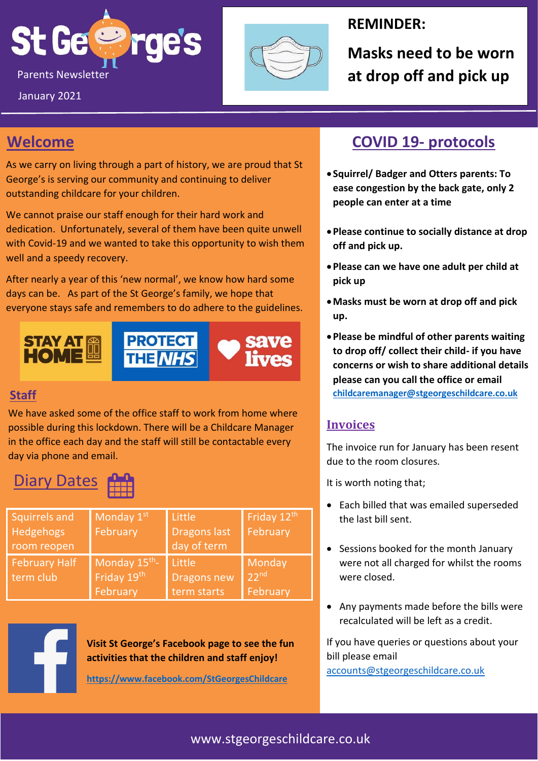# St George's

Parents Newsletter

January 2021

**REMINDER:**

**Masks need to be worn at drop off and pick up**

## Welcome

As we carry on living through a part of history, we are proud that St George's is serving our community and continuing to deliver outstanding childcare for your children.

We cannot praise our staff enough for their hard work and dedication. Unfortunately, several of them have been quite unwell with Covid-19 and we wanted to take this opportunity to wish them well and a speedy recovery.

After nearly a year of this 'new normal', we know how hard some days can be. As part of the St George's family, we hope that everyone stays safe and remembers to do adhere to the guidelines.

STAY AT HOME | PROTECT THE NHS | save lives

### Staff

We have asked some of the office staff to work from home where possible during this lockdown. There will be a Childcare Manager in the office each day and the staff will still be contactable every day via phone and email.

## Diary Dates

| Squirrels and Hedgehogs room reopen | Monday 1st February | Little Dragons last day of term | Friday 12th February |
|---|---|---|---|
| February Half term club | Monday 15th- Friday 19th February | Little Dragons new term starts | Monday 22nd February |

**Visit St George's Facebook page to see the fun activities that the children and staff enjoy!**

**https://www.facebook.com/StGeorgesChildcare**

## COVID 19- protocols

- **Squirrel/ Badger and Otters parents: To ease congestion by the back gate, only 2 people can enter at a time**
- **Please continue to socially distance at drop off and pick up.**
- **Please can we have one adult per child at pick up**
- **Masks must be worn at drop off and pick up.**
- **Please be mindful of other parents waiting to drop off/ collect their child- if you have concerns or wish to share additional details please can you call the office or email childcaremanager@stgeorgeschildcare.co.uk**

## Invoices

The invoice run for January has been resent due to the room closures.

It is worth noting that;

- Each billed that was emailed superseded the last bill sent.
- Sessions booked for the month January were not all charged for whilst the rooms were closed.
- Any payments made before the bills were recalculated will be left as a credit.

If you have queries or questions about your bill please email accounts@stgeorgeschildcare.co.uk

www.stgeorgeschildcare.co.uk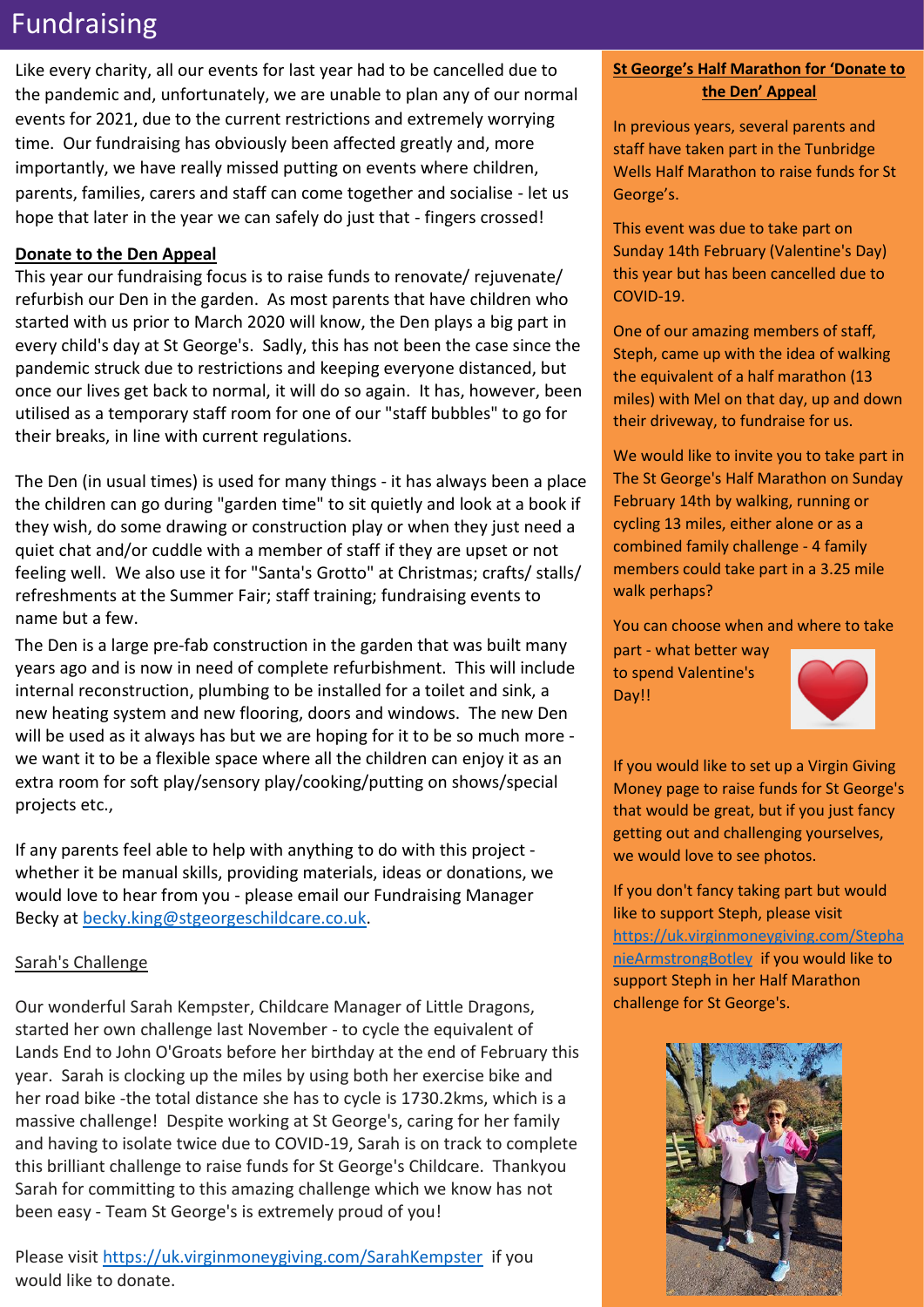# Fundraising

Like every charity, all our events for last year had to be cancelled due to the pandemic and, unfortunately, we are unable to plan any of our normal events for 2021, due to the current restrictions and extremely worrying time. Our fundraising has obviously been affected greatly and, more importantly, we have really missed putting on events where children, parents, families, carers and staff can come together and socialise - let us hope that later in the year we can safely do just that - fingers crossed!

**Donate to the Den Appeal**

This year our fundraising focus is to raise funds to renovate/ rejuvenate/ refurbish our Den in the garden. As most parents that have children who started with us prior to March 2020 will know, the Den plays a big part in every child's day at St George's. Sadly, this has not been the case since the pandemic struck due to restrictions and keeping everyone distanced, but once our lives get back to normal, it will do so again. It has, however, been utilised as a temporary staff room for one of our "staff bubbles" to go for their breaks, in line with current regulations.

The Den (in usual times) is used for many things - it has always been a place the children can go during "garden time" to sit quietly and look at a book if they wish, do some drawing or construction play or when they just need a quiet chat and/or cuddle with a member of staff if they are upset or not feeling well. We also use it for "Santa's Grotto" at Christmas; crafts/ stalls/ refreshments at the Summer Fair; staff training; fundraising events to name but a few.

The Den is a large pre-fab construction in the garden that was built many years ago and is now in need of complete refurbishment. This will include internal reconstruction, plumbing to be installed for a toilet and sink, a new heating system and new flooring, doors and windows. The new Den will be used as it always has but we are hoping for it to be so much more - we want it to be a flexible space where all the children can enjoy it as an extra room for soft play/sensory play/cooking/putting on shows/special projects etc.,

If any parents feel able to help with anything to do with this project - whether it be manual skills, providing materials, ideas or donations, we would love to hear from you - please email our Fundraising Manager Becky at becky.king@stgeorgeschildcare.co.uk.

Sarah's Challenge

Our wonderful Sarah Kempster, Childcare Manager of Little Dragons, started her own challenge last November - to cycle the equivalent of Lands End to John O'Groats before her birthday at the end of February this year. Sarah is clocking up the miles by using both her exercise bike and her road bike -the total distance she has to cycle is 1730.2kms, which is a massive challenge! Despite working at St George's, caring for her family and having to isolate twice due to COVID-19, Sarah is on track to complete this brilliant challenge to raise funds for St George's Childcare. Thankyou Sarah for committing to this amazing challenge which we know has not been easy - Team St George's is extremely proud of you!

Please visit https://uk.virginmoneygiving.com/SarahKempster if you would like to donate.

**St George's Half Marathon for 'Donate to the Den' Appeal**

In previous years, several parents and staff have taken part in the Tunbridge Wells Half Marathon to raise funds for St George's.

This event was due to take part on Sunday 14th February (Valentine's Day) this year but has been cancelled due to COVID-19.

One of our amazing members of staff, Steph, came up with the idea of walking the equivalent of a half marathon (13 miles) with Mel on that day, up and down their driveway, to fundraise for us.

We would like to invite you to take part in The St George's Half Marathon on Sunday February 14th by walking, running or cycling 13 miles, either alone or as a combined family challenge - 4 family members could take part in a 3.25 mile walk perhaps?

You can choose when and where to take part - what better way to spend Valentine's Day!!

If you would like to set up a Virgin Giving Money page to raise funds for St George's that would be great, but if you just fancy getting out and challenging yourselves, we would love to see photos.

If you don't fancy taking part but would like to support Steph, please visit https://uk.virginmoneygiving.com/StephanieArmstrongBotley if you would like to support Steph in her Half Marathon challenge for St George's.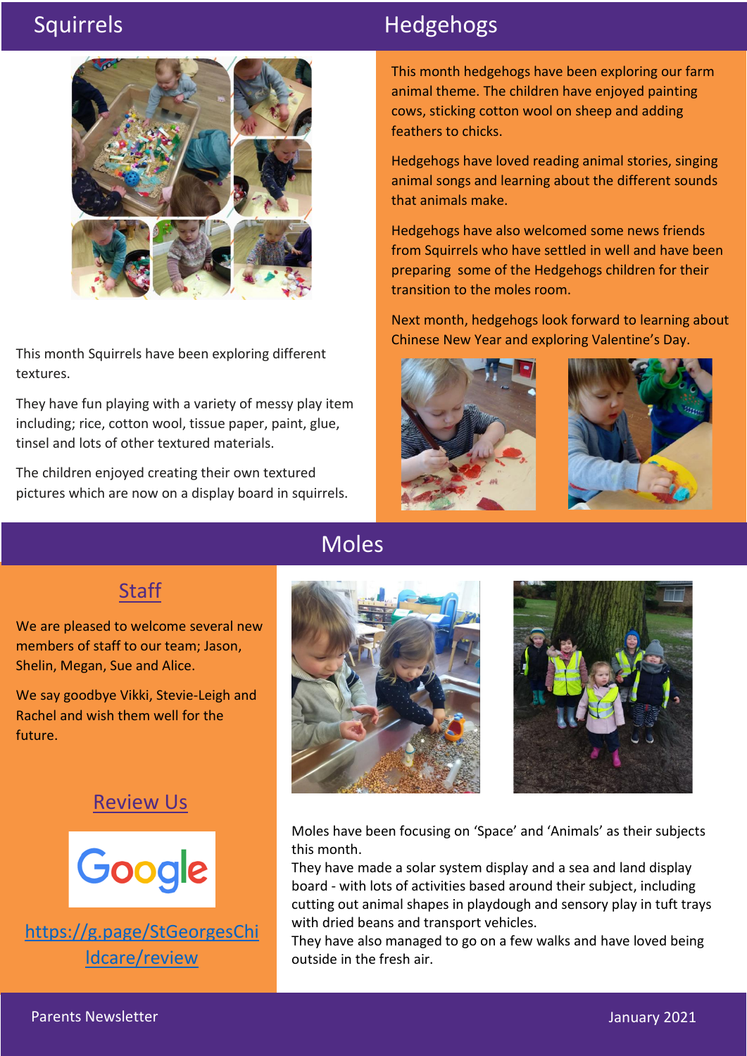## Squirrels

This month Squirrels have been exploring different textures.

They have fun playing with a variety of messy play item including; rice, cotton wool, tissue paper, paint, glue, tinsel and lots of other textured materials.

The children enjoyed creating their own textured pictures which are now on a display board in squirrels.

## Hedgehogs

This month hedgehogs have been exploring our farm animal theme. The children have enjoyed painting cows, sticking cotton wool on sheep and adding feathers to chicks.

Hedgehogs have loved reading animal stories, singing animal songs and learning about the different sounds that animals make.

Hedgehogs have also welcomed some news friends from Squirrels who have settled in well and have been preparing some of the Hedgehogs children for their transition to the moles room.

Next month, hedgehogs look forward to learning about Chinese New Year and exploring Valentine's Day.

## Moles

Moles have been focusing on 'Space' and 'Animals' as their subjects this month.
They have made a solar system display and a sea and land display board - with lots of activities based around their subject, including cutting out animal shapes in playdough and sensory play in tuft trays with dried beans and transport vehicles.
They have also managed to go on a few walks and have loved being outside in the fresh air.

### Staff

We are pleased to welcome several new members of staff to our team; Jason, Shelin, Megan, Sue and Alice.

We say goodbye Vikki, Stevie-Leigh and Rachel and wish them well for the future.

### Review Us

Google

https://g.page/StGeorgesChildcare/review

Parents Newsletter — January 2021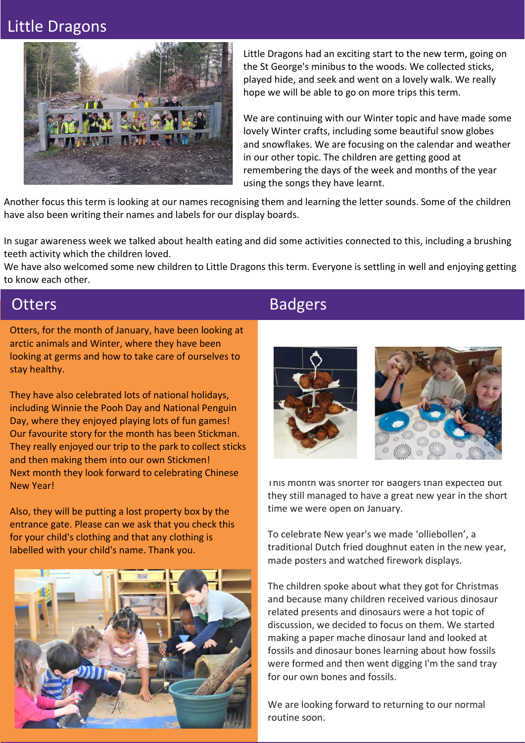## Little Dragons

Little Dragons had an exciting start to the new term, going on the St George's minibus to the woods. We collected sticks, played hide, and seek and went on a lovely walk. We really hope we will be able to go on more trips this term.

We are continuing with our Winter topic and have made some lovely Winter crafts, including some beautiful snow globes and snowflakes. We are focusing on the calendar and weather in our other topic. The children are getting good at remembering the days of the week and months of the year using the songs they have learnt.

Another focus this term is looking at our names recognising them and learning the letter sounds. Some of the children have also been writing their names and labels for our display boards.

In sugar awareness week we talked about health eating and did some activities connected to this, including a brushing teeth activity which the children loved.

We have also welcomed some new children to Little Dragons this term. Everyone is settling in well and enjoying getting to know each other.

## Otters

Otters, for the month of January, have been looking at arctic animals and Winter, where they have been looking at germs and how to take care of ourselves to stay healthy.

They have also celebrated lots of national holidays, including Winnie the Pooh Day and National Penguin Day, where they enjoyed playing lots of fun games! Our favourite story for the month has been Stickman. They really enjoyed our trip to the park to collect sticks and then making them into our own Stickmen! Next month they look forward to celebrating Chinese New Year!

Also, they will be putting a lost property box by the entrance gate. Please can we ask that you check this for your child's clothing and that any clothing is labelled with your child's name. Thank you.

## Badgers

This month was shorter for Badgers than expected but they still managed to have a great new year in the short time we were open on January.

To celebrate New year's we made 'olliebollen', a traditional Dutch fried doughnut eaten in the new year, made posters and watched firework displays.

The children spoke about what they got for Christmas and because many children received various dinosaur related presents and dinosaurs were a hot topic of discussion, we decided to focus on them. We started making a paper mache dinosaur land and looked at fossils and dinosaur bones learning about how fossils were formed and then went digging I'm the sand tray for our own bones and fossils.

We are looking forward to returning to our normal routine soon.